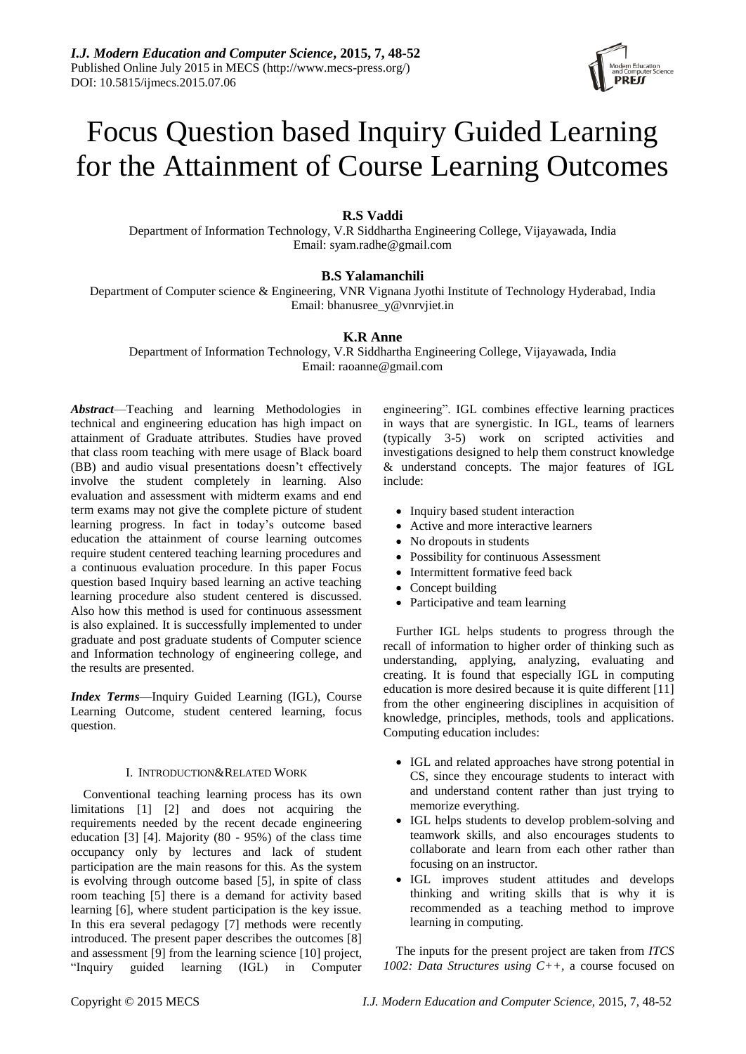# Focus Question based Inquiry Guided Learning for the Attainment of Course Learning Outcomes

**R.S Vaddi**
Department of Information Technology, V.R Siddhartha Engineering College, Vijayawada, India
Email: syam.radhe@gmail.com

**B.S Yalamanchili**
Department of Computer science & Engineering, VNR Vignana Jyothi Institute of Technology Hyderabad, India
Email: bhanusree_y@vnrvjiet.in

**K.R Anne**
Department of Information Technology, V.R Siddhartha Engineering College, Vijayawada, India
Email: raoanne@gmail.com

***Abstract***—Teaching and learning Methodologies in technical and engineering education has high impact on attainment of Graduate attributes. Studies have proved that class room teaching with mere usage of Black board (BB) and audio visual presentations doesn't effectively involve the student completely in learning. Also evaluation and assessment with midterm exams and end term exams may not give the complete picture of student learning progress. In fact in today's outcome based education the attainment of course learning outcomes require student centered teaching learning procedures and a continuous evaluation procedure. In this paper Focus question based Inquiry based learning an active teaching learning procedure also student centered is discussed. Also how this method is used for continuous assessment is also explained. It is successfully implemented to under graduate and post graduate students of Computer science and Information technology of engineering college, and the results are presented.

***Index Terms***—Inquiry Guided Learning (IGL), Course Learning Outcome, student centered learning, focus question.

## I. INTRODUCTION&RELATED WORK

Conventional teaching learning process has its own limitations [1] [2] and does not acquiring the requirements needed by the recent decade engineering education [3] [4]. Majority (80 - 95%) of the class time occupancy only by lectures and lack of student participation are the main reasons for this. As the system is evolving through outcome based [5], in spite of class room teaching [5] there is a demand for activity based learning [6], where student participation is the key issue. In this era several pedagogy [7] methods were recently introduced. The present paper describes the outcomes [8] and assessment [9] from the learning science [10] project, "Inquiry guided learning (IGL) in Computer engineering". IGL combines effective learning practices in ways that are synergistic. In IGL, teams of learners (typically 3-5) work on scripted activities and investigations designed to help them construct knowledge & understand concepts. The major features of IGL include:

- Inquiry based student interaction
- Active and more interactive learners
- No dropouts in students
- Possibility for continuous Assessment
- Intermittent formative feed back
- Concept building
- Participative and team learning

Further IGL helps students to progress through the recall of information to higher order of thinking such as understanding, applying, analyzing, evaluating and creating. It is found that especially IGL in computing education is more desired because it is quite different [11] from the other engineering disciplines in acquisition of knowledge, principles, methods, tools and applications. Computing education includes:

- IGL and related approaches have strong potential in CS, since they encourage students to interact with and understand content rather than just trying to memorize everything.
- IGL helps students to develop problem-solving and teamwork skills, and also encourages students to collaborate and learn from each other rather than focusing on an instructor.
- IGL improves student attitudes and develops thinking and writing skills that is why it is recommended as a teaching method to improve learning in computing.

The inputs for the present project are taken from *ITCS 1002: Data Structures using C++*, a course focused on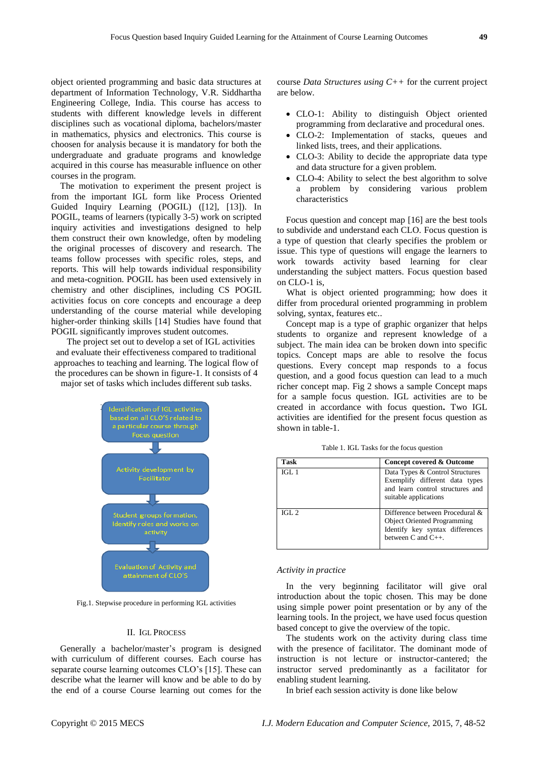object oriented programming and basic data structures at department of Information Technology, V.R. Siddhartha Engineering College, India. This course has access to students with different knowledge levels in different disciplines such as vocational diploma, bachelors/master in mathematics, physics and electronics. This course is choosen for analysis because it is mandatory for both the undergraduate and graduate programs and knowledge acquired in this course has measurable influence on other courses in the program.

The motivation to experiment the present project is from the important IGL form like Process Oriented Guided Inquiry Learning (POGIL) ([12], [13]). In POGIL, teams of learners (typically 3-5) work on scripted inquiry activities and investigations designed to help them construct their own knowledge, often by modeling the original processes of discovery and research. The teams follow processes with specific roles, steps, and reports. This will help towards individual responsibility and meta-cognition. POGIL has been used extensively in chemistry and other disciplines, including CS POGIL activities focus on core concepts and encourage a deep understanding of the course material while developing higher-order thinking skills [14] Studies have found that POGIL significantly improves student outcomes.

The project set out to develop a set of IGL activities and evaluate their effectiveness compared to traditional approaches to teaching and learning. The logical flow of the procedures can be shown in figure-1. It consists of 4 major set of tasks which includes different sub tasks.

Identification of IGL activities based on all CLO'S related to a particular course through Focus question

↓

Activity development by Facilitator

↓

Student groups formation, Identify roles and works on activity

↓

Evaluation of Activity and attainment of CLO'S

Fig.1. Stepwise procedure in performing IGL activities

## II. IGL Process

Generally a bachelor/master's program is designed with curriculum of different courses. Each course has separate course learning outcomes CLO's [15]. These can describe what the learner will know and be able to do by the end of a course Course learning out comes for the course *Data Structures using C++* for the current project are below.

- CLO-1: Ability to distinguish Object oriented programming from declarative and procedural ones.
- CLO-2: Implementation of stacks, queues and linked lists, trees, and their applications.
- CLO-3: Ability to decide the appropriate data type and data structure for a given problem.
- CLO-4: Ability to select the best algorithm to solve a problem by considering various problem characteristics

Focus question and concept map [16] are the best tools to subdivide and understand each CLO. Focus question is a type of question that clearly specifies the problem or issue. This type of questions will engage the learners to work towards activity based learning for clear understanding the subject matters. Focus question based on CLO-1 is,

What is object oriented programming; how does it differ from procedural oriented programming in problem solving, syntax, features etc..

Concept map is a type of graphic organizer that helps students to organize and represent knowledge of a subject. The main idea can be broken down into specific topics. Concept maps are able to resolve the focus questions. Every concept map responds to a focus question, and a good focus question can lead to a much richer concept map. Fig 2 shows a sample Concept maps for a sample focus question. IGL activities are to be created in accordance with focus question**.** Two IGL activities are identified for the present focus question as shown in table-1.

Table 1. IGL Tasks for the focus question

| Task | Concept covered & Outcome |
|---|---|
| IGL 1 | Data Types & Control Structures Exemplify different data types and learn control structures and suitable applications |
| IGL 2 | Difference between Procedural & Object Oriented Programming Identify key syntax differences between C and C++. |

*Activity in practice*

In the very beginning facilitator will give oral introduction about the topic chosen. This may be done using simple power point presentation or by any of the learning tools. In the project, we have used focus question based concept to give the overview of the topic.

The students work on the activity during class time with the presence of facilitator. The dominant mode of instruction is not lecture or instructor-cantered; the instructor served predominantly as a facilitator for enabling student learning.

In brief each session activity is done like below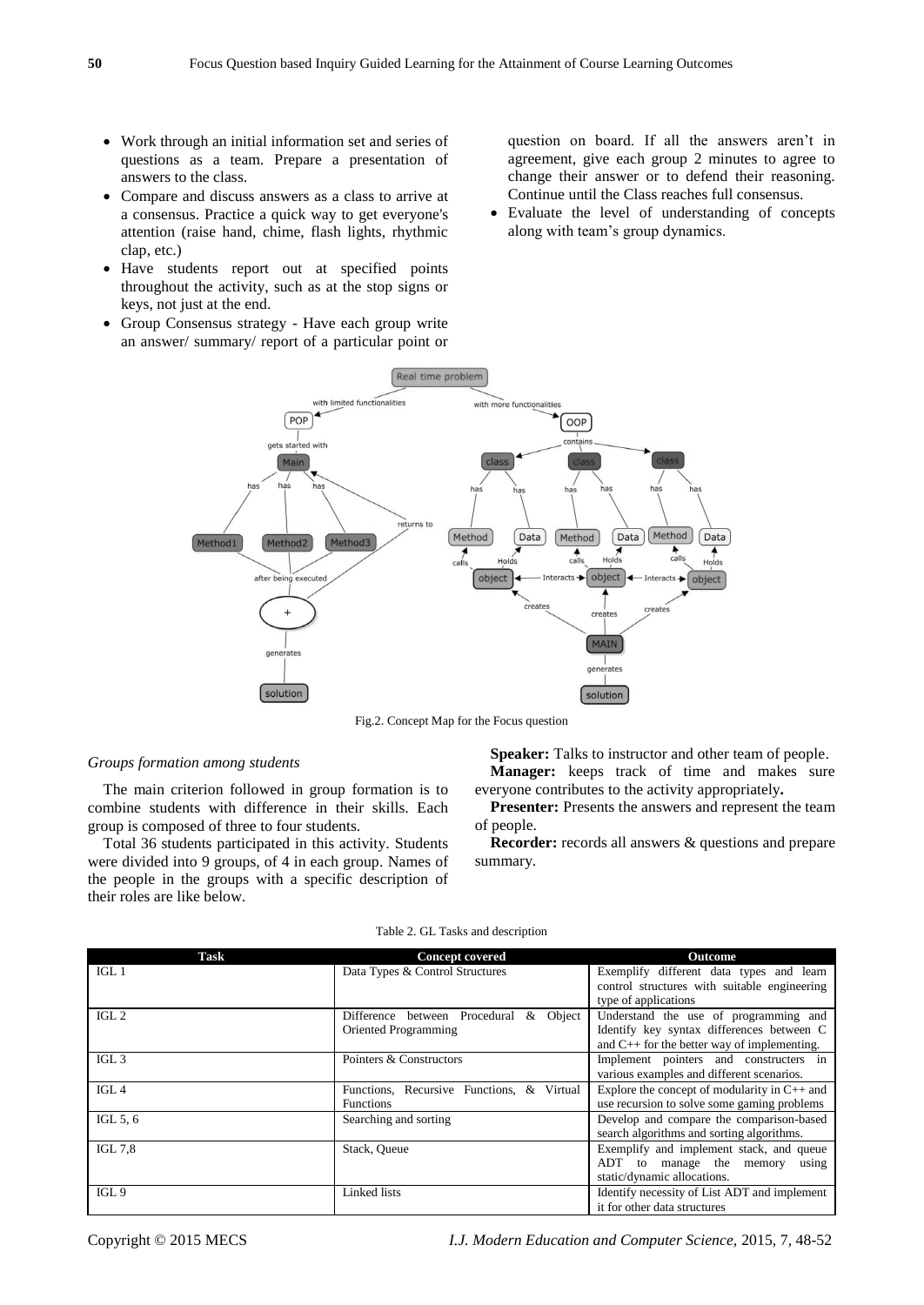- Work through an initial information set and series of questions as a team. Prepare a presentation of answers to the class.
- Compare and discuss answers as a class to arrive at a consensus. Practice a quick way to get everyone's attention (raise hand, chime, flash lights, rhythmic clap, etc.)
- Have students report out at specified points throughout the activity, such as at the stop signs or keys, not just at the end.
- Group Consensus strategy - Have each group write an answer/ summary/ report of a particular point or question on board. If all the answers aren't in agreement, give each group 2 minutes to agree to change their answer or to defend their reasoning. Continue until the Class reaches full consensus.
- Evaluate the level of understanding of concepts along with team's group dynamics.

Fig.2. Concept Map for the Focus question

*Groups formation among students*

The main criterion followed in group formation is to combine students with difference in their skills. Each group is composed of three to four students.

Total 36 students participated in this activity. Students were divided into 9 groups, of 4 in each group. Names of the people in the groups with a specific description of their roles are like below.

**Speaker:** Talks to instructor and other team of people.

**Manager:** keeps track of time and makes sure everyone contributes to the activity appropriately**.**

**Presenter:** Presents the answers and represent the team of people.

**Recorder:** records all answers & questions and prepare summary.

Table 2. GL Tasks and description

| Task | Concept covered | Outcome |
|---|---|---|
| IGL 1 | Data Types & Control Structures | Exemplify different data types and learn control structures with suitable engineering type of applications |
| IGL 2 | Difference between Procedural & Object Oriented Programming | Understand the use of programming and Identify key syntax differences between C and C++ for the better way of implementing. |
| IGL 3 | Pointers & Constructors | Implement pointers and constructers in various examples and different scenarios. |
| IGL 4 | Functions, Recursive Functions, & Virtual Functions | Explore the concept of modularity in C++ and use recursion to solve some gaming problems |
| IGL 5, 6 | Searching and sorting | Develop and compare the comparison-based search algorithms and sorting algorithms. |
| IGL 7,8 | Stack, Queue | Exemplify and implement stack, and queue ADT to manage the memory using static/dynamic allocations. |
| IGL 9 | Linked lists | Identify necessity of List ADT and implement it for other data structures |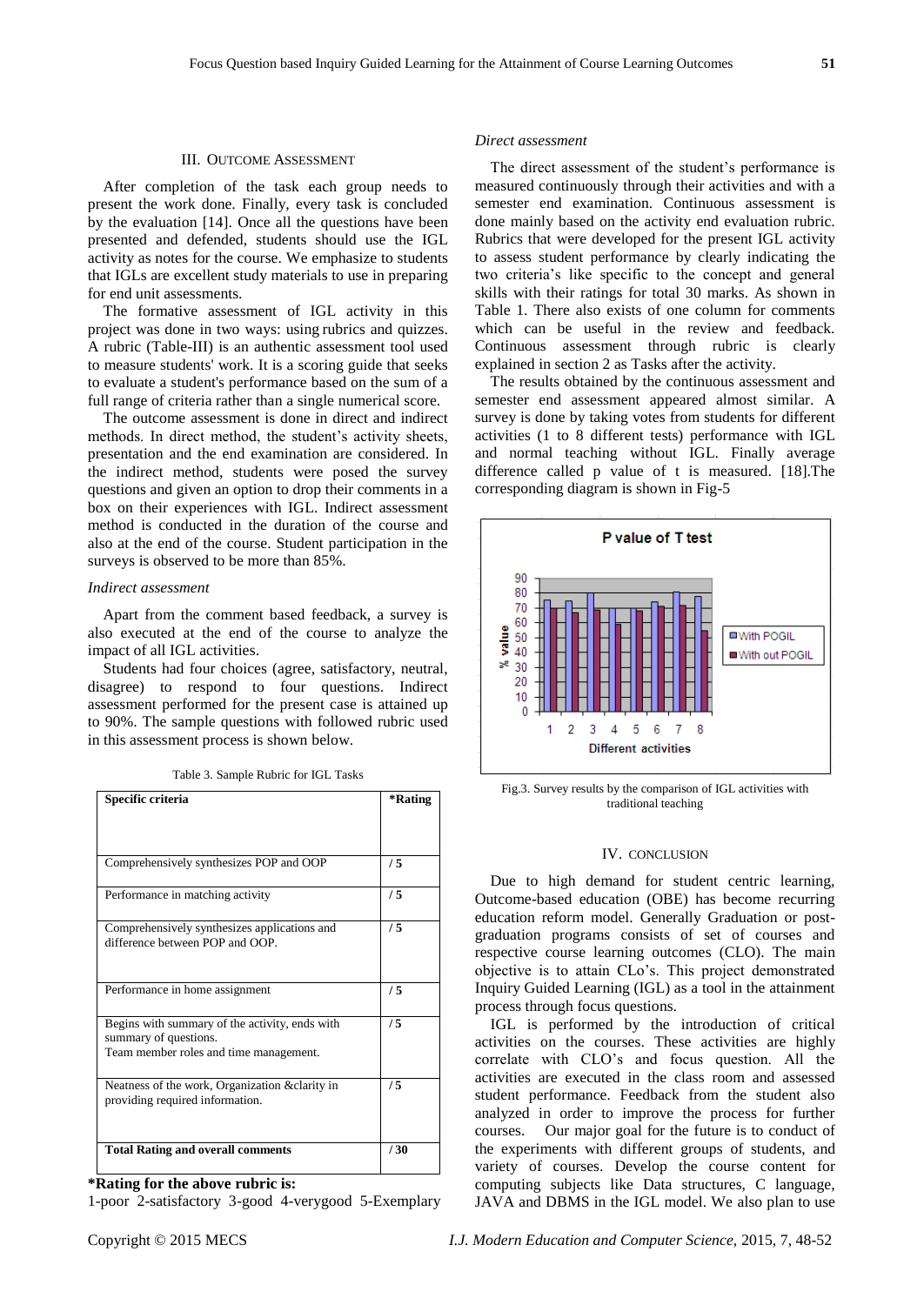## III. Outcome Assessment

After completion of the task each group needs to present the work done. Finally, every task is concluded by the evaluation [14]. Once all the questions have been presented and defended, students should use the IGL activity as notes for the course. We emphasize to students that IGLs are excellent study materials to use in preparing for end unit assessments.

The formative assessment of IGL activity in this project was done in two ways: using rubrics and quizzes. A rubric (Table-III) is an authentic assessment tool used to measure students' work. It is a scoring guide that seeks to evaluate a student's performance based on the sum of a full range of criteria rather than a single numerical score.

The outcome assessment is done in direct and indirect methods. In direct method, the student's activity sheets, presentation and the end examination are considered. In the indirect method, students were posed the survey questions and given an option to drop their comments in a box on their experiences with IGL. Indirect assessment method is conducted in the duration of the course and also at the end of the course. Student participation in the surveys is observed to be more than 85%.

### *Indirect assessment*

Apart from the comment based feedback, a survey is also executed at the end of the course to analyze the impact of all IGL activities.

Students had four choices (agree, satisfactory, neutral, disagree) to respond to four questions. Indirect assessment performed for the present case is attained up to 90%. The sample questions with followed rubric used in this assessment process is shown below.

Table 3. Sample Rubric for IGL Tasks

| Specific criteria | *Rating |
|---|---|
| Comprehensively synthesizes POP and OOP | / 5 |
| Performance in matching activity | / 5 |
| Comprehensively synthesizes applications and difference between POP and OOP. | / 5 |
| Performance in home assignment | / 5 |
| Begins with summary of the activity, ends with summary of questions. Team member roles and time management. | / 5 |
| Neatness of the work, Organization &clarity in providing required information. | / 5 |
| **Total Rating and overall comments** | / 30 |

***Rating for the above rubric is:**
1-poor 2-satisfactory 3-good 4-verygood 5-Exemplary

### *Direct assessment*

The direct assessment of the student's performance is measured continuously through their activities and with a semester end examination. Continuous assessment is done mainly based on the activity end evaluation rubric. Rubrics that were developed for the present IGL activity to assess student performance by clearly indicating the two criteria's like specific to the concept and general skills with their ratings for total 30 marks. As shown in Table 1. There also exists of one column for comments which can be useful in the review and feedback. Continuous assessment through rubric is clearly explained in section 2 as Tasks after the activity.

The results obtained by the continuous assessment and semester end assessment appeared almost similar. A survey is done by taking votes from students for different activities (1 to 8 different tests) performance with IGL and normal teaching without IGL. Finally average difference called p value of t is measured. [18].The corresponding diagram is shown in Fig-5

Fig.3. Survey results by the comparison of IGL activities with traditional teaching

## IV. Conclusion

Due to high demand for student centric learning, Outcome-based education (OBE) has become recurring education reform model. Generally Graduation or post-graduation programs consists of set of courses and respective course learning outcomes (CLO). The main objective is to attain CLo's. This project demonstrated Inquiry Guided Learning (IGL) as a tool in the attainment process through focus questions.

IGL is performed by the introduction of critical activities on the courses. These activities are highly correlate with CLO's and focus question. All the activities are executed in the class room and assessed student performance. Feedback from the student also analyzed in order to improve the process for further courses. Our major goal for the future is to conduct of the experiments with different groups of students, and variety of courses. Develop the course content for computing subjects like Data structures, C language, JAVA and DBMS in the IGL model. We also plan to use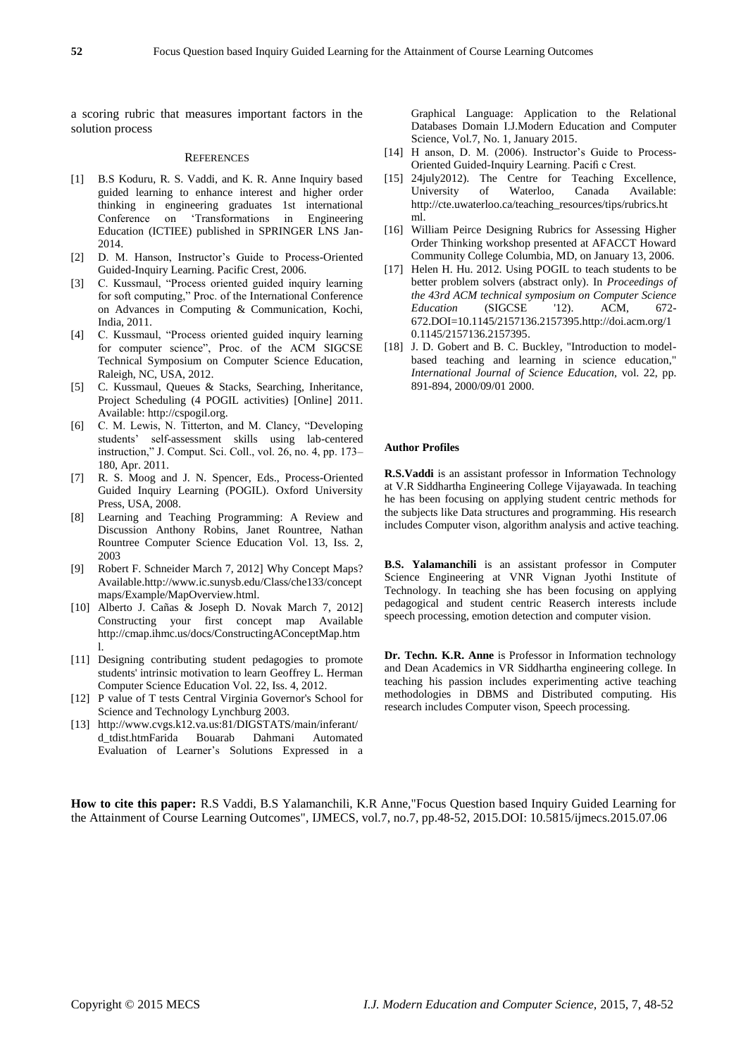a scoring rubric that measures important factors in the solution process

## REFERENCES

- [1] B.S Koduru, R. S. Vaddi, and K. R. Anne Inquiry based guided learning to enhance interest and higher order thinking in engineering graduates 1st international Conference on 'Transformations in Engineering Education (ICTIEE) published in SPRINGER LNS Jan-2014.
- [2] D. M. Hanson, Instructor's Guide to Process-Oriented Guided-Inquiry Learning. Pacific Crest, 2006.
- [3] C. Kussmaul, "Process oriented guided inquiry learning for soft computing," Proc. of the International Conference on Advances in Computing & Communication, Kochi, India, 2011.
- [4] C. Kussmaul, "Process oriented guided inquiry learning for computer science", Proc. of the ACM SIGCSE Technical Symposium on Computer Science Education, Raleigh, NC, USA, 2012.
- [5] C. Kussmaul, Queues & Stacks, Searching, Inheritance, Project Scheduling (4 POGIL activities) [Online] 2011. Available: http://cspogil.org.
- [6] C. M. Lewis, N. Titterton, and M. Clancy, "Developing students' self-assessment skills using lab-centered instruction," J. Comput. Sci. Coll., vol. 26, no. 4, pp. 173–180, Apr. 2011.
- [7] R. S. Moog and J. N. Spencer, Eds., Process-Oriented Guided Inquiry Learning (POGIL). Oxford University Press, USA, 2008.
- [8] Learning and Teaching Programming: A Review and Discussion Anthony Robins, Janet Rountree, Nathan Rountree Computer Science Education Vol. 13, Iss. 2, 2003
- [9] Robert F. Schneider March 7, 2012] Why Concept Maps? Available.http://www.ic.sunysb.edu/Class/che133/conceptmaps/Example/MapOverview.html.
- [10] Alberto J. Cañas & Joseph D. Novak March 7, 2012] Constructing your first concept map Available http://cmap.ihmc.us/docs/ConstructingAConceptMap.html.
- [11] Designing contributing student pedagogies to promote students' intrinsic motivation to learn Geoffrey L. Herman Computer Science Education Vol. 22, Iss. 4, 2012.
- [12] P value of T tests Central Virginia Governor's School for Science and Technology Lynchburg 2003.
- [13] http://www.cvgs.k12.va.us:81/DIGSTATS/main/inferant/d_tdist.htmFarida Bouarab Dahmani Automated Evaluation of Learner's Solutions Expressed in a Graphical Language: Application to the Relational Databases Domain I.J.Modern Education and Computer Science, Vol.7, No. 1, January 2015.
- [14] H anson, D. M. (2006). Instructor's Guide to Process-Oriented Guided-Inquiry Learning. Pacifi c Crest.
- [15] 24july2012). The Centre for Teaching Excellence, University of Waterloo, Canada Available: http://cte.uwaterloo.ca/teaching_resources/tips/rubrics.html.
- [16] William Peirce Designing Rubrics for Assessing Higher Order Thinking workshop presented at AFACCT Howard Community College Columbia, MD, on January 13, 2006.
- [17] Helen H. Hu. 2012. Using POGIL to teach students to be better problem solvers (abstract only). In *Proceedings of the 43rd ACM technical symposium on Computer Science Education* (SIGCSE '12). ACM, 672-672.DOI=10.1145/2157136.2157395.http://doi.acm.org/10.1145/2157136.2157395.
- [18] J. D. Gobert and B. C. Buckley, "Introduction to model-based teaching and learning in science education," *International Journal of Science Education*, vol. 22, pp. 891-894, 2000/09/01 2000.

**Author Profiles**

**R.S.Vaddi** is an assistant professor in Information Technology at V.R Siddhartha Engineering College Vijayawada. In teaching he has been focusing on applying student centric methods for the subjects like Data structures and programming. His research includes Computer vison, algorithm analysis and active teaching.

**B.S. Yalamanchili** is an assistant professor in Computer Science Engineering at VNR Vignan Jyothi Institute of Technology. In teaching she has been focusing on applying pedagogical and student centric Reaserch interests include speech processing, emotion detection and computer vision.

**Dr. Techn. K.R. Anne** is Professor in Information technology and Dean Academics in VR Siddhartha engineering college. In teaching his passion includes experimenting active teaching methodologies in DBMS and Distributed computing. His research includes Computer vison, Speech processing.

**How to cite this paper:** R.S Vaddi, B.S Yalamanchili, K.R Anne,"Focus Question based Inquiry Guided Learning for the Attainment of Course Learning Outcomes", IJMECS, vol.7, no.7, pp.48-52, 2015.DOI: 10.5815/ijmecs.2015.07.06